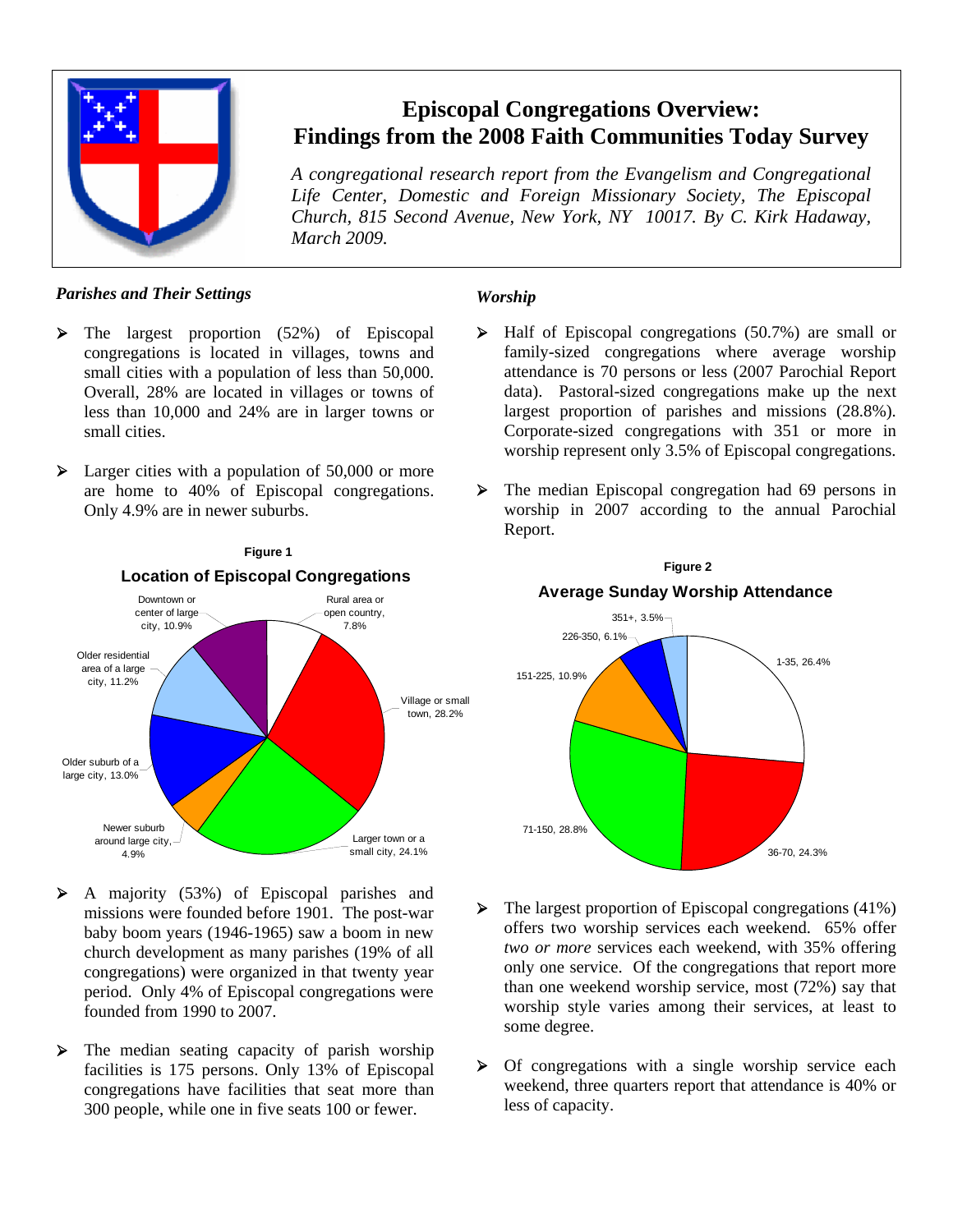# Episcopal Congregations Overview: Findings from the 2008 Faith Communities Today Survey

*A congregational research report from the Evangelism and Congregational Life Center, Domestic and Foreign Missionary Society, The Episcopal Church, 815 Second Avenue, New York, NY 10017. By C. Kirk Hadaway, March 2009.*

### *Parishes and Their Settings*

- The largest proportion (52%) of Episcopal congregations is located in villages, towns and small cities with a population of less than 50,000. Overall, 28% are located in villages or towns of less than 10,000 and 24% are in larger towns or small cities.

- Larger cities with a population of 50,000 or more are home to 40% of Episcopal congregations. Only 4.9% are in newer suburbs.

**Figure 1**

**Location of Episcopal Congregations**

| Location | Percent |
|---|---|
| Rural area or open country | 7.8% |
| Village or small town | 28.2% |
| Larger town or a small city | 24.1% |
| Newer suburb around large city | 4.9% |
| Older suburb of a large city | 13.0% |
| Older residential area of a large city | 11.2% |
| Downtown or center of large city | 10.9% |

- A majority (53%) of Episcopal parishes and missions were founded before 1901. The post-war baby boom years (1946-1965) saw a boom in new church development as many parishes (19% of all congregations) were organized in that twenty year period. Only 4% of Episcopal congregations were founded from 1990 to 2007.

- The median seating capacity of parish worship facilities is 175 persons. Only 13% of Episcopal congregations have facilities that seat more than 300 people, while one in five seats 100 or fewer.

### *Worship*

- Half of Episcopal congregations (50.7%) are small or family-sized congregations where average worship attendance is 70 persons or less (2007 Parochial Report data). Pastoral-sized congregations make up the next largest proportion of parishes and missions (28.8%). Corporate-sized congregations with 351 or more in worship represent only 3.5% of Episcopal congregations.

- The median Episcopal congregation had 69 persons in worship in 2007 according to the annual Parochial Report.

**Figure 2**

**Average Sunday Worship Attendance**

| Attendance | Percent |
|---|---|
| 1-35 | 26.4% |
| 36-70 | 24.3% |
| 71-150 | 28.8% |
| 151-225 | 10.9% |
| 226-350 | 6.1% |
| 351+ | 3.5% |

- The largest proportion of Episcopal congregations (41%) offers two worship services each weekend. 65% offer *two or more* services each weekend, with 35% offering only one service. Of the congregations that report more than one weekend worship service, most (72%) say that worship style varies among their services, at least to some degree.

- Of congregations with a single worship service each weekend, three quarters report that attendance is 40% or less of capacity.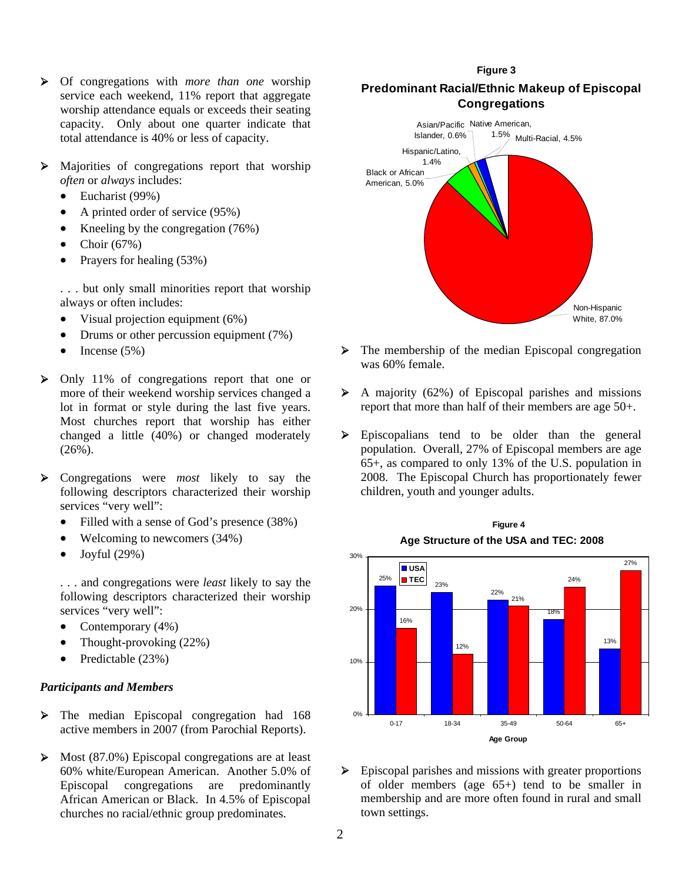- Of congregations with *more than one* worship service each weekend, 11% report that aggregate worship attendance equals or exceeds their seating capacity. Only about one quarter indicate that total attendance is 40% or less of capacity.

- Majorities of congregations report that worship *often* or *always* includes:
  - Eucharist (99%)
  - A printed order of service (95%)
  - Kneeling by the congregation (76%)
  - Choir (67%)
  - Prayers for healing (53%)

  . . . but only small minorities report that worship always or often includes:
  - Visual projection equipment (6%)
  - Drums or other percussion equipment (7%)
  - Incense (5%)

- Only 11% of congregations report that one or more of their weekend worship services changed a lot in format or style during the last five years. Most churches report that worship has either changed a little (40%) or changed moderately (26%).

- Congregations were *most* likely to say the following descriptors characterized their worship services "very well":
  - Filled with a sense of God's presence (38%)
  - Welcoming to newcomers (34%)
  - Joyful (29%)

  . . . and congregations were *least* likely to say the following descriptors characterized their worship services "very well":
  - Contemporary (4%)
  - Thought-provoking (22%)
  - Predictable (23%)

### *Participants and Members*

- The median Episcopal congregation had 168 active members in 2007 (from Parochial Reports).

- Most (87.0%) Episcopal congregations are at least 60% white/European American. Another 5.0% of Episcopal congregations are predominantly African American or Black. In 4.5% of Episcopal churches no racial/ethnic group predominates.

**Figure 3**

**Predominant Racial/Ethnic Makeup of Episcopal Congregations**

| Group | Percent |
|---|---|
| Non-Hispanic White | 87.0% |
| Black or African American | 5.0% |
| Multi-Racial | 4.5% |
| Native American | 1.5% |
| Hispanic/Latino | 1.4% |
| Asian/Pacific Islander | 0.6% |

- The membership of the median Episcopal congregation was 60% female.

- A majority (62%) of Episcopal parishes and missions report that more than half of their members are age 50+.

- Episcopalians tend to be older than the general population. Overall, 27% of Episcopal members are age 65+, as compared to only 13% of the U.S. population in 2008. The Episcopal Church has proportionately fewer children, youth and younger adults.

**Figure 4**

**Age Structure of the USA and TEC: 2008**

| Age Group | USA | TEC |
|---|---|---|
| 0-17 | 25% | 16% |
| 18-34 | 23% | 12% |
| 35-49 | 22% | 21% |
| 50-64 | 18% | 24% |
| 65+ | 13% | 27% |

- Episcopal parishes and missions with greater proportions of older members (age 65+) tend to be smaller in membership and are more often found in rural and small town settings.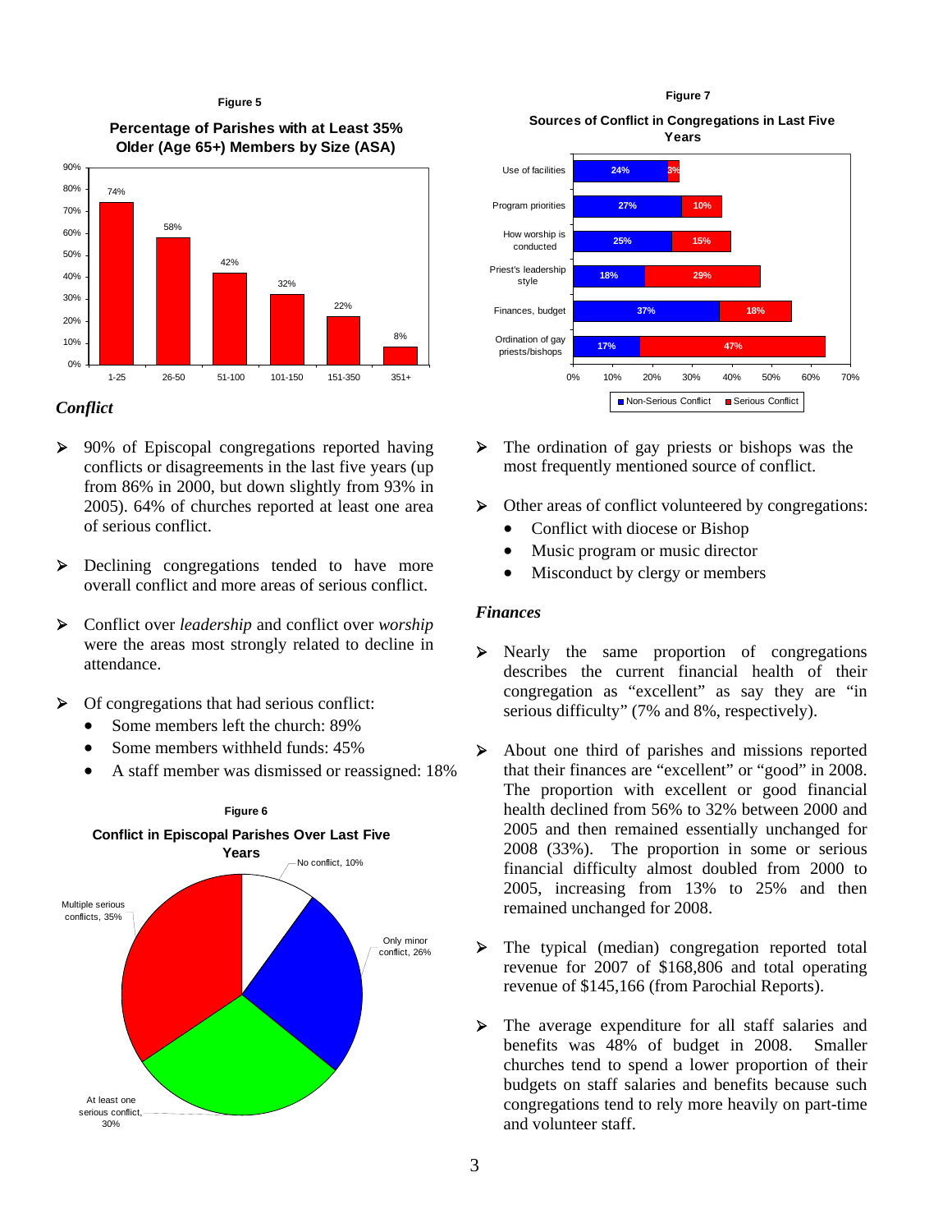**Figure 5**

**Percentage of Parishes with at Least 35% Older (Age 65+) Members by Size (ASA)**

| Size (ASA) | Percentage |
|---|---|
| 1-25 | 74% |
| 26-50 | 58% |
| 51-100 | 42% |
| 101-150 | 32% |
| 151-350 | 22% |
| 351+ | 8% |

### *Conflict*

- 90% of Episcopal congregations reported having conflicts or disagreements in the last five years (up from 86% in 2000, but down slightly from 93% in 2005). 64% of churches reported at least one area of serious conflict.
- Declining congregations tended to have more overall conflict and more areas of serious conflict.
- Conflict over *leadership* and conflict over *worship* were the areas most strongly related to decline in attendance.
- Of congregations that had serious conflict:
  - Some members left the church: 89%
  - Some members withheld funds: 45%
  - A staff member was dismissed or reassigned: 18%

**Figure 6**

**Conflict in Episcopal Parishes Over Last Five Years**

| Category | Percentage |
|---|---|
| No conflict | 10% |
| Only minor conflict | 26% |
| At least one serious conflict | 30% |
| Multiple serious conflicts | 35% |

**Figure 7**

**Sources of Conflict in Congregations in Last Five Years**

| Source | Non-Serious Conflict | Serious Conflict |
|---|---|---|
| Use of facilities | 24% | 3% |
| Program priorities | 27% | 10% |
| How worship is conducted | 25% | 15% |
| Priest's leadership style | 18% | 29% |
| Finances, budget | 37% | 18% |
| Ordination of gay priests/bishops | 17% | 47% |

- The ordination of gay priests or bishops was the most frequently mentioned source of conflict.
- Other areas of conflict volunteered by congregations:
  - Conflict with diocese or Bishop
  - Music program or music director
  - Misconduct by clergy or members

### *Finances*

- Nearly the same proportion of congregations describes the current financial health of their congregation as "excellent" as say they are "in serious difficulty" (7% and 8%, respectively).
- About one third of parishes and missions reported that their finances are "excellent" or "good" in 2008. The proportion with excellent or good financial health declined from 56% to 32% between 2000 and 2005 and then remained essentially unchanged for 2008 (33%). The proportion in some or serious financial difficulty almost doubled from 2000 to 2005, increasing from 13% to 25% and then remained unchanged for 2008.
- The typical (median) congregation reported total revenue for 2007 of $168,806 and total operating revenue of $145,166 (from Parochial Reports).
- The average expenditure for all staff salaries and benefits was 48% of budget in 2008. Smaller churches tend to spend a lower proportion of their budgets on staff salaries and benefits because such congregations tend to rely more heavily on part-time and volunteer staff.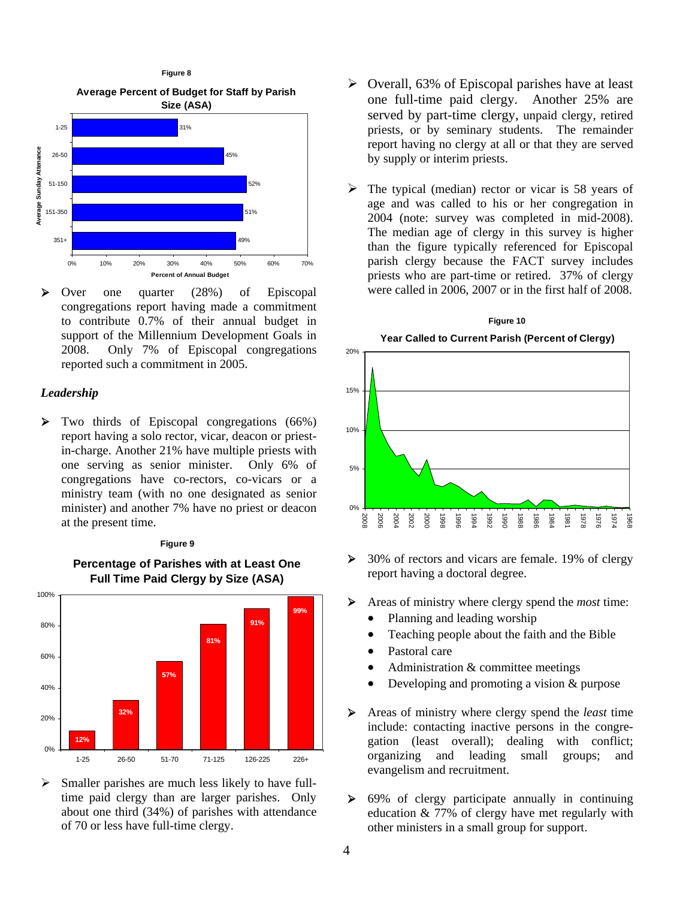**Figure 8**

**Average Percent of Budget for Staff by Parish Size (ASA)**

| Average Sunday Attendance | Percent of Annual Budget |
|---|---|
| 1-25 | 31% |
| 26-50 | 45% |
| 51-150 | 52% |
| 151-350 | 51% |
| 351+ | 49% |

- Over one quarter (28%) of Episcopal congregations report having made a commitment to contribute 0.7% of their annual budget in support of the Millennium Development Goals in 2008. Only 7% of Episcopal congregations reported such a commitment in 2005.

### *Leadership*

- Two thirds of Episcopal congregations (66%) report having a solo rector, vicar, deacon or priest-in-charge. Another 21% have multiple priests with one serving as senior minister. Only 6% of congregations have co-rectors, co-vicars or a ministry team (with no one designated as senior minister) and another 7% have no priest or deacon at the present time.

**Figure 9**

**Percentage of Parishes with at Least One Full Time Paid Clergy by Size (ASA)**

| Size (ASA) | Percent |
|---|---|
| 1-25 | 12% |
| 26-50 | 32% |
| 51-70 | 57% |
| 71-125 | 81% |
| 126-225 | 91% |
| 226+ | 99% |

- Smaller parishes are much less likely to have full-time paid clergy than are larger parishes. Only about one third (34%) of parishes with attendance of 70 or less have full-time clergy.

- Overall, 63% of Episcopal parishes have at least one full-time paid clergy. Another 25% are served by part-time clergy, unpaid clergy, retired priests, or by seminary students. The remainder report having no clergy at all or that they are served by supply or interim priests.

- The typical (median) rector or vicar is 58 years of age and was called to his or her congregation in 2004 (note: survey was completed in mid-2008). The median age of clergy in this survey is higher than the figure typically referenced for Episcopal parish clergy because the FACT survey includes priests who are part-time or retired. 37% of clergy were called in 2006, 2007 or in the first half of 2008.

**Figure 10**

**Year Called to Current Parish (Percent of Clergy)**

- 30% of rectors and vicars are female. 19% of clergy report having a doctoral degree.

- Areas of ministry where clergy spend the *most* time:
  - Planning and leading worship
  - Teaching people about the faith and the Bible
  - Pastoral care
  - Administration & committee meetings
  - Developing and promoting a vision & purpose

- Areas of ministry where clergy spend the *least* time include: contacting inactive persons in the congregation (least overall); dealing with conflict; organizing and leading small groups; and evangelism and recruitment.

- 69% of clergy participate annually in continuing education & 77% of clergy have met regularly with other ministers in a small group for support.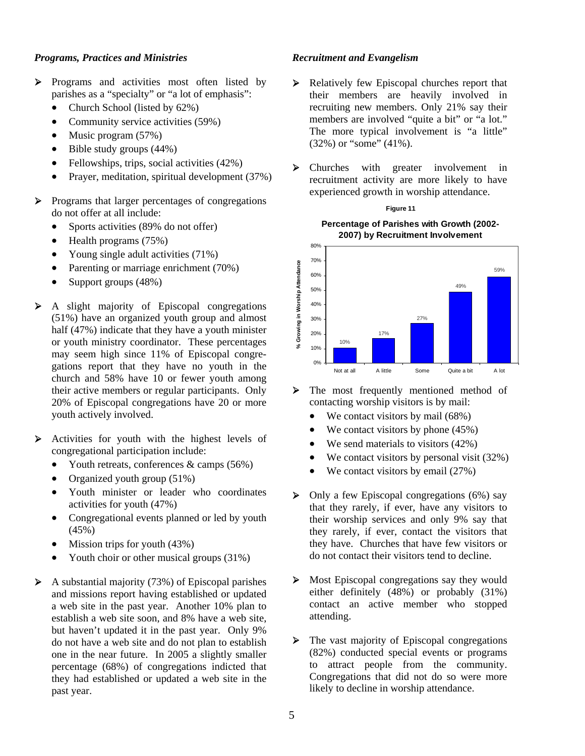### *Programs, Practices and Ministries*

- Programs and activities most often listed by parishes as a "specialty" or "a lot of emphasis":
  - Church School (listed by 62%)
  - Community service activities (59%)
  - Music program (57%)
  - Bible study groups (44%)
  - Fellowships, trips, social activities (42%)
  - Prayer, meditation, spiritual development (37%)
- Programs that larger percentages of congregations do not offer at all include:
  - Sports activities (89% do not offer)
  - Health programs (75%)
  - Young single adult activities (71%)
  - Parenting or marriage enrichment (70%)
  - Support groups (48%)
- A slight majority of Episcopal congregations (51%) have an organized youth group and almost half (47%) indicate that they have a youth minister or youth ministry coordinator. These percentages may seem high since 11% of Episcopal congregations report that they have no youth in the church and 58% have 10 or fewer youth among their active members or regular participants. Only 20% of Episcopal congregations have 20 or more youth actively involved.
- Activities for youth with the highest levels of congregational participation include:
  - Youth retreats, conferences & camps (56%)
  - Organized youth group (51%)
  - Youth minister or leader who coordinates activities for youth (47%)
  - Congregational events planned or led by youth (45%)
  - Mission trips for youth (43%)
  - Youth choir or other musical groups (31%)
- A substantial majority (73%) of Episcopal parishes and missions report having established or updated a web site in the past year. Another 10% plan to establish a web site soon, and 8% have a web site, but haven't updated it in the past year. Only 9% do not have a web site and do not plan to establish one in the near future. In 2005 a slightly smaller percentage (68%) of congregations indicted that they had established or updated a web site in the past year.

### *Recruitment and Evangelism*

- Relatively few Episcopal churches report that their members are heavily involved in recruiting new members. Only 21% say their members are involved "quite a bit" or "a lot." The more typical involvement is "a little" (32%) or "some" (41%).
- Churches with greater involvement in recruitment activity are more likely to have experienced growth in worship attendance.

**Figure 11**

**Percentage of Parishes with Growth (2002-2007) by Recruitment Involvement**

| Recruitment Involvement | % Growing in Worship Attendance |
|---|---|
| Not at all | 10% |
| A little | 17% |
| Some | 27% |
| Quite a bit | 49% |
| A lot | 59% |

- The most frequently mentioned method of contacting worship visitors is by mail:
  - We contact visitors by mail (68%)
  - We contact visitors by phone (45%)
  - We send materials to visitors (42%)
  - We contact visitors by personal visit (32%)
  - We contact visitors by email (27%)
- Only a few Episcopal congregations (6%) say that they rarely, if ever, have any visitors to their worship services and only 9% say that they rarely, if ever, contact the visitors that they have. Churches that have few visitors or do not contact their visitors tend to decline.
- Most Episcopal congregations say they would either definitely (48%) or probably (31%) contact an active member who stopped attending.
- The vast majority of Episcopal congregations (82%) conducted special events or programs to attract people from the community. Congregations that did not do so were more likely to decline in worship attendance.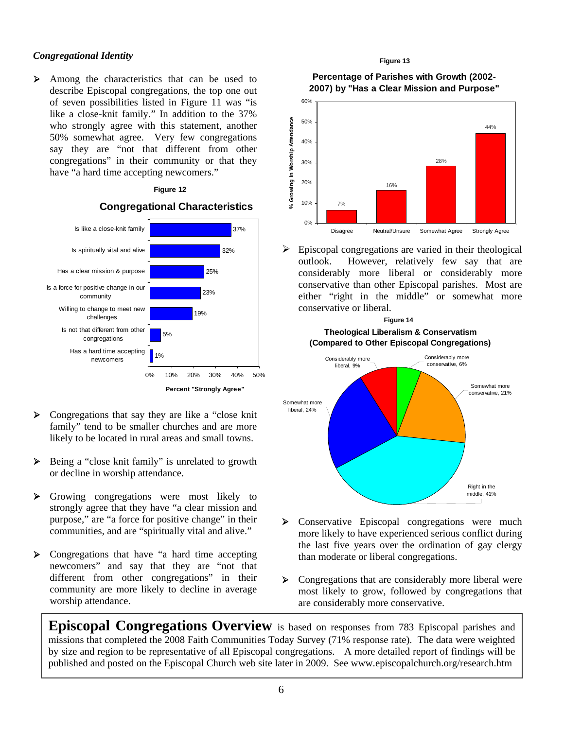*Congregational Identity*

- Among the characteristics that can be used to describe Episcopal congregations, the top one out of seven possibilities listed in Figure 11 was "is like a close-knit family." In addition to the 37% who strongly agree with this statement, another 50% somewhat agree. Very few congregations say they are "not that different from other congregations" in their community or that they have "a hard time accepting newcomers."

**Figure 12**

**Congregational Characteristics**

Is like a close-knit family 37%
Is spiritually vital and alive 32%
Has a clear mission & purpose 25%
Is a force for positive change in our community 23%
Willing to change to meet new challenges 19%
Is not that different from other congregations 5%
Has a hard time accepting newcomers 1%

0% 10% 20% 30% 40% 50%

Percent "Strongly Agree"

- Congregations that say they are like a "close knit family" tend to be smaller churches and are more likely to be located in rural areas and small towns.
- Being a "close knit family" is unrelated to growth or decline in worship attendance.
- Growing congregations were most likely to strongly agree that they have "a clear mission and purpose," are "a force for positive change" in their communities, and are "spiritually vital and alive."
- Congregations that have "a hard time accepting newcomers" and say that they are "not that different from other congregations" in their community are more likely to decline in average worship attendance.

**Figure 13**

**Percentage of Parishes with Growth (2002-2007) by "Has a Clear Mission and Purpose"**

% Growing in Worship Attendance

0% 10% 20% 30% 40% 50% 60%

Disagree 7%
Neutral/Unsure 16%
Somewhat Agree 28%
Strongly Agree 44%

- Episcopal congregations are varied in their theological outlook. However, relatively few say that are considerably more liberal or considerably more conservative than other Episcopal parishes. Most are either "right in the middle" or somewhat more conservative or liberal.

**Figure 14**

**Theological Liberalism & Conservatism (Compared to Other Episcopal Congregations)**

Considerably more liberal, 9%
Considerably more conservative, 6%
Somewhat more conservative, 21%
Right in the middle, 41%
Somewhat more liberal, 24%

- Conservative Episcopal congregations were much more likely to have experienced serious conflict during the last five years over the ordination of gay clergy than moderate or liberal congregations.
- Congregations that are considerably more liberal were most likely to grow, followed by congregations that are considerably more conservative.

**Episcopal Congregations Overview** is based on responses from 783 Episcopal parishes and missions that completed the 2008 Faith Communities Today Survey (71% response rate). The data were weighted by size and region to be representative of all Episcopal congregations. A more detailed report of findings will be published and posted on the Episcopal Church web site later in 2009. See www.episcopalchurch.org/research.htm